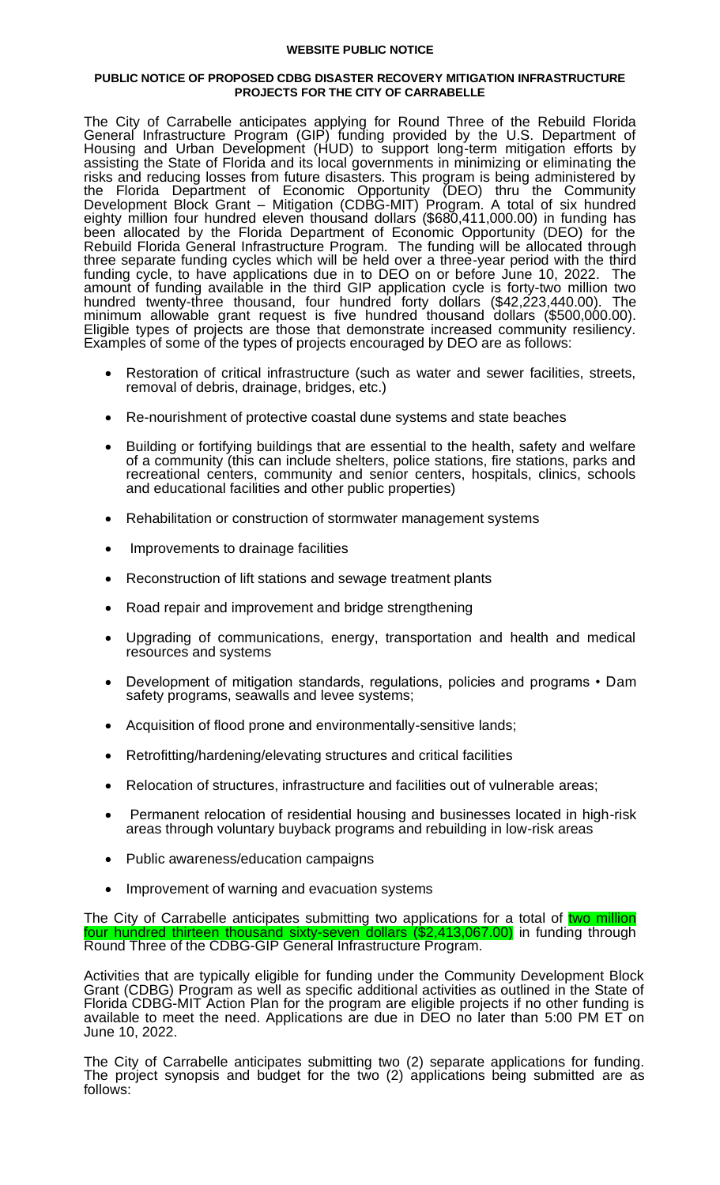**WEBSITE PUBLIC NOTICE**

**PUBLIC NOTICE OF PROPOSED CDBG DISASTER RECOVERY MITIGATION INFRASTRUCTURE PROJECTS FOR THE CITY OF CARRABELLE**

The City of Carrabelle anticipates applying for Round Three of the Rebuild Florida General Infrastructure Program (GIP) funding provided by the U.S. Department of Housing and Urban Development (HUD) to support long-term mitigation efforts by assisting the State of Florida and its local governments in minimizing or eliminating the risks and reducing losses from future disasters. This program is being administered by the Florida Department of Economic Opportunity (DEO) thru the Community Development Block Grant – Mitigation (CDBG-MIT) Program. A total of six hundred eighty million four hundred eleven thousand dollars ($680,411,000.00) in funding has been allocated by the Florida Department of Economic Opportunity (DEO) for the Rebuild Florida General Infrastructure Program. The funding will be allocated through three separate funding cycles which will be held over a three-year period with the third funding cycle, to have applications due in to DEO on or before June 10, 2022. The amount of funding available in the third GIP application cycle is forty-two million two hundred twenty-three thousand, four hundred forty dollars ($42,223,440.00). The minimum allowable grant request is five hundred thousand dollars ($500,000.00). Eligible types of projects are those that demonstrate increased community resiliency. Examples of some of the types of projects encouraged by DEO are as follows:

- Restoration of critical infrastructure (such as water and sewer facilities, streets, removal of debris, drainage, bridges, etc.)
- Re-nourishment of protective coastal dune systems and state beaches
- Building or fortifying buildings that are essential to the health, safety and welfare of a community (this can include shelters, police stations, fire stations, parks and recreational centers, community and senior centers, hospitals, clinics, schools and educational facilities and other public properties)
- Rehabilitation or construction of stormwater management systems
- Improvements to drainage facilities
- Reconstruction of lift stations and sewage treatment plants
- Road repair and improvement and bridge strengthening
- Upgrading of communications, energy, transportation and health and medical resources and systems
- Development of mitigation standards, regulations, policies and programs • Dam safety programs, seawalls and levee systems;
- Acquisition of flood prone and environmentally-sensitive lands;
- Retrofitting/hardening/elevating structures and critical facilities
- Relocation of structures, infrastructure and facilities out of vulnerable areas;
- Permanent relocation of residential housing and businesses located in high-risk areas through voluntary buyback programs and rebuilding in low-risk areas
- Public awareness/education campaigns
- Improvement of warning and evacuation systems

The City of Carrabelle anticipates submitting two applications for a total of two million four hundred thirteen thousand sixty-seven dollars ($2,413,067.00) in funding through Round Three of the CDBG-GIP General Infrastructure Program.

Activities that are typically eligible for funding under the Community Development Block Grant (CDBG) Program as well as specific additional activities as outlined in the State of Florida CDBG-MIT Action Plan for the program are eligible projects if no other funding is available to meet the need. Applications are due in DEO no later than 5:00 PM ET on June 10, 2022.

The City of Carrabelle anticipates submitting two (2) separate applications for funding. The project synopsis and budget for the two (2) applications being submitted are as follows: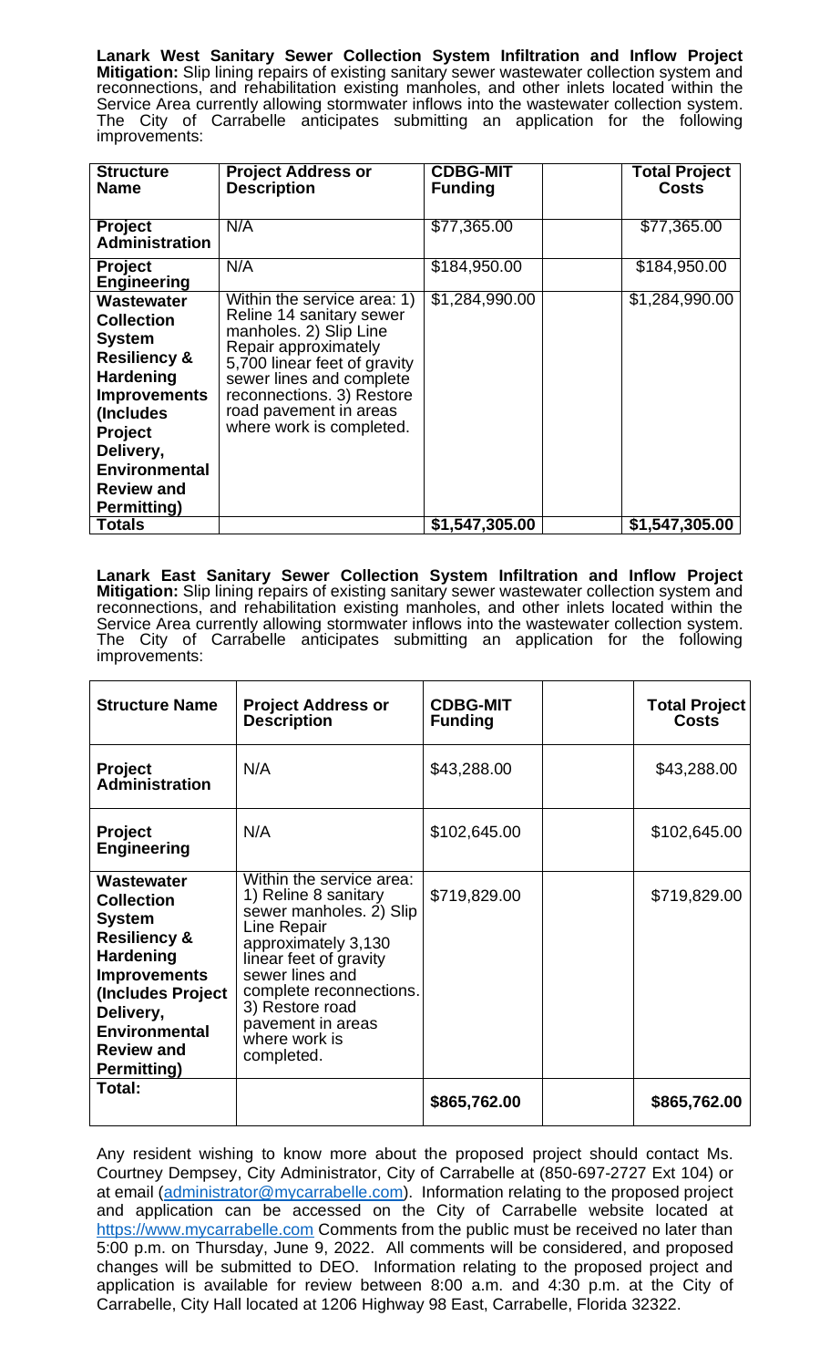**Lanark West Sanitary Sewer Collection System Infiltration and Inflow Project Mitigation:** Slip lining repairs of existing sanitary sewer wastewater collection system and reconnections, and rehabilitation existing manholes, and other inlets located within the Service Area currently allowing stormwater inflows into the wastewater collection system. The City of Carrabelle anticipates submitting an application for the following improvements:

| Structure Name | Project Address or Description | CDBG-MIT Funding | | Total Project Costs |
|---|---|---|---|---|
| **Project Administration** | N/A | $77,365.00 | | $77,365.00 |
| **Project Engineering** | N/A | $184,950.00 | | $184,950.00 |
| **Wastewater Collection System Resiliency & Hardening Improvements (Includes Project Delivery, Environmental Review and Permitting)** | Within the service area: 1) Reline 14 sanitary sewer manholes. 2) Slip Line Repair approximately 5,700 linear feet of gravity sewer lines and complete reconnections. 3) Restore road pavement in areas where work is completed. | $1,284,990.00 | | $1,284,990.00 |
| **Totals** | | **$1,547,305.00** | | **$1,547,305.00** |

**Lanark East Sanitary Sewer Collection System Infiltration and Inflow Project Mitigation:** Slip lining repairs of existing sanitary sewer wastewater collection system and reconnections, and rehabilitation existing manholes, and other inlets located within the Service Area currently allowing stormwater inflows into the wastewater collection system. The City of Carrabelle anticipates submitting an application for the following improvements:

| Structure Name | Project Address or Description | CDBG-MIT Funding | | Total Project Costs |
|---|---|---|---|---|
| **Project Administration** | N/A | $43,288.00 | | $43,288.00 |
| **Project Engineering** | N/A | $102,645.00 | | $102,645.00 |
| **Wastewater Collection System Resiliency & Hardening Improvements (Includes Project Delivery, Environmental Review and Permitting)** | Within the service area: 1) Reline 8 sanitary sewer manholes. 2) Slip Line Repair approximately 3,130 linear feet of gravity sewer lines and complete reconnections. 3) Restore road pavement in areas where work is completed. | $719,829.00 | | $719,829.00 |
| **Total:** | | **$865,762.00** | | **$865,762.00** |

Any resident wishing to know more about the proposed project should contact Ms. Courtney Dempsey, City Administrator, City of Carrabelle at (850-697-2727 Ext 104) or at email (administrator@mycarrabelle.com). Information relating to the proposed project and application can be accessed on the City of Carrabelle website located at https://www.mycarrabelle.com Comments from the public must be received no later than 5:00 p.m. on Thursday, June 9, 2022. All comments will be considered, and proposed changes will be submitted to DEO. Information relating to the proposed project and application is available for review between 8:00 a.m. and 4:30 p.m. at the City of Carrabelle, City Hall located at 1206 Highway 98 East, Carrabelle, Florida 32322.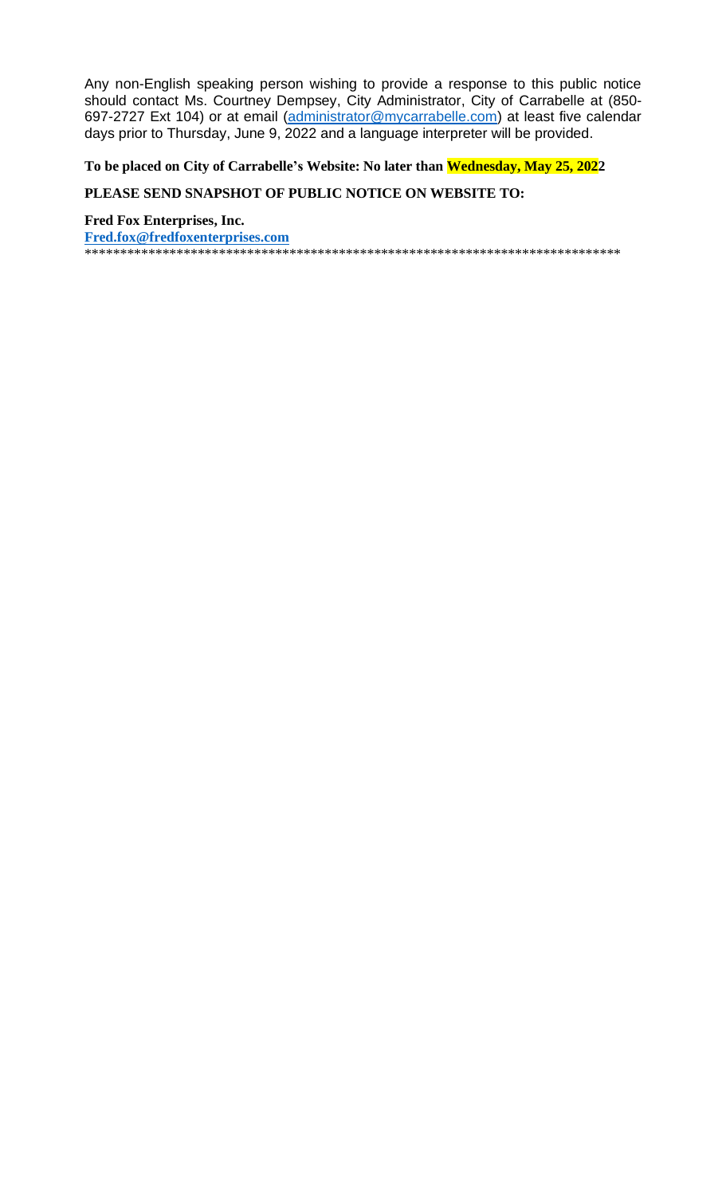Any non-English speaking person wishing to provide a response to this public notice should contact Ms. Courtney Dempsey, City Administrator, City of Carrabelle at (850-697-2727 Ext 104) or at email (administrator@mycarrabelle.com) at least five calendar days prior to Thursday, June 9, 2022 and a language interpreter will be provided.

**To be placed on City of Carrabelle's Website: No later than Wednesday, May 25, 2022**

**PLEASE SEND SNAPSHOT OF PUBLIC NOTICE ON WEBSITE TO:**

**Fred Fox Enterprises, Inc.**
**Fred.fox@fredfoxenterprises.com**

******************************************************************************